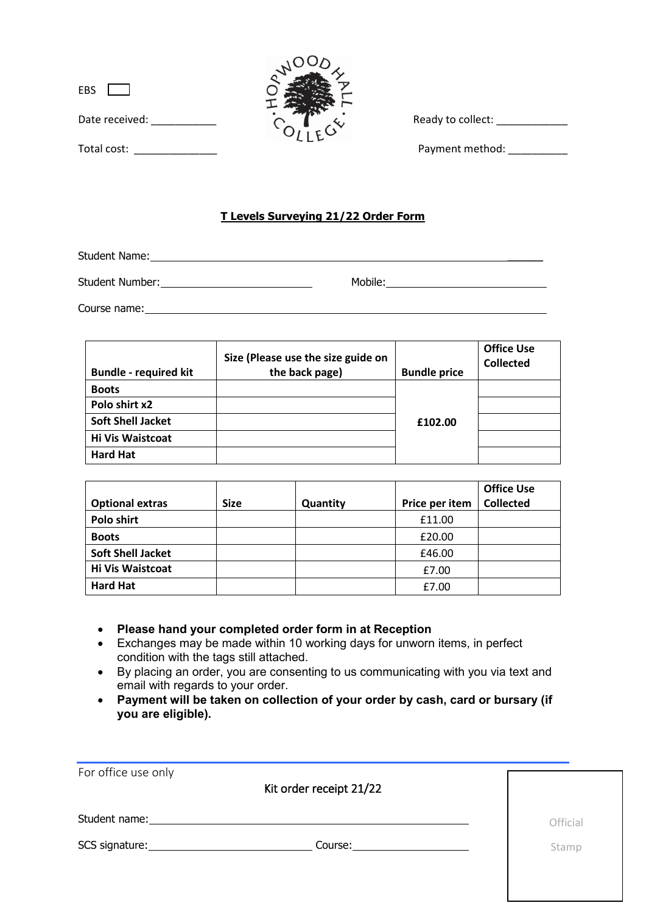EBS ☐

Date received: ___________

Total cost: ______________

Ready to collect: ____________

Payment method: __________

## T Levels Surveying 21/22 Order Form

Student Name: ______________________________________________

Student Number: ______________________ Mobile: ______________________

Course name: ______________________________________________

| Bundle - required kit | Size (Please use the size guide on the back page) | Bundle price | Office Use Collected |
|---|---|---|---|
| **Boots** | | £102.00 | |
| **Polo shirt x2** | | | |
| **Soft Shell Jacket** | | | |
| **Hi Vis Waistcoat** | | | |
| **Hard Hat** | | | |

| Optional extras | Size | Quantity | Price per item | Office Use Collected |
|---|---|---|---|---|
| **Polo shirt** | | | £11.00 | |
| **Boots** | | | £20.00 | |
| **Soft Shell Jacket** | | | £46.00 | |
| **Hi Vis Waistcoat** | | | £7.00 | |
| **Hard Hat** | | | £7.00 | |

- **Please hand your completed order form in at Reception**
- Exchanges may be made within 10 working days for unworn items, in perfect condition with the tags still attached.
- By placing an order, you are consenting to us communicating with you via text and email with regards to your order.
- **Payment will be taken on collection of your order by cash, card or bursary (if you are eligible).**

---

For office use only

Kit order receipt 21/22

Student name: ______________________________________________

SCS signature: ______________________ Course: ______________________

Official Stamp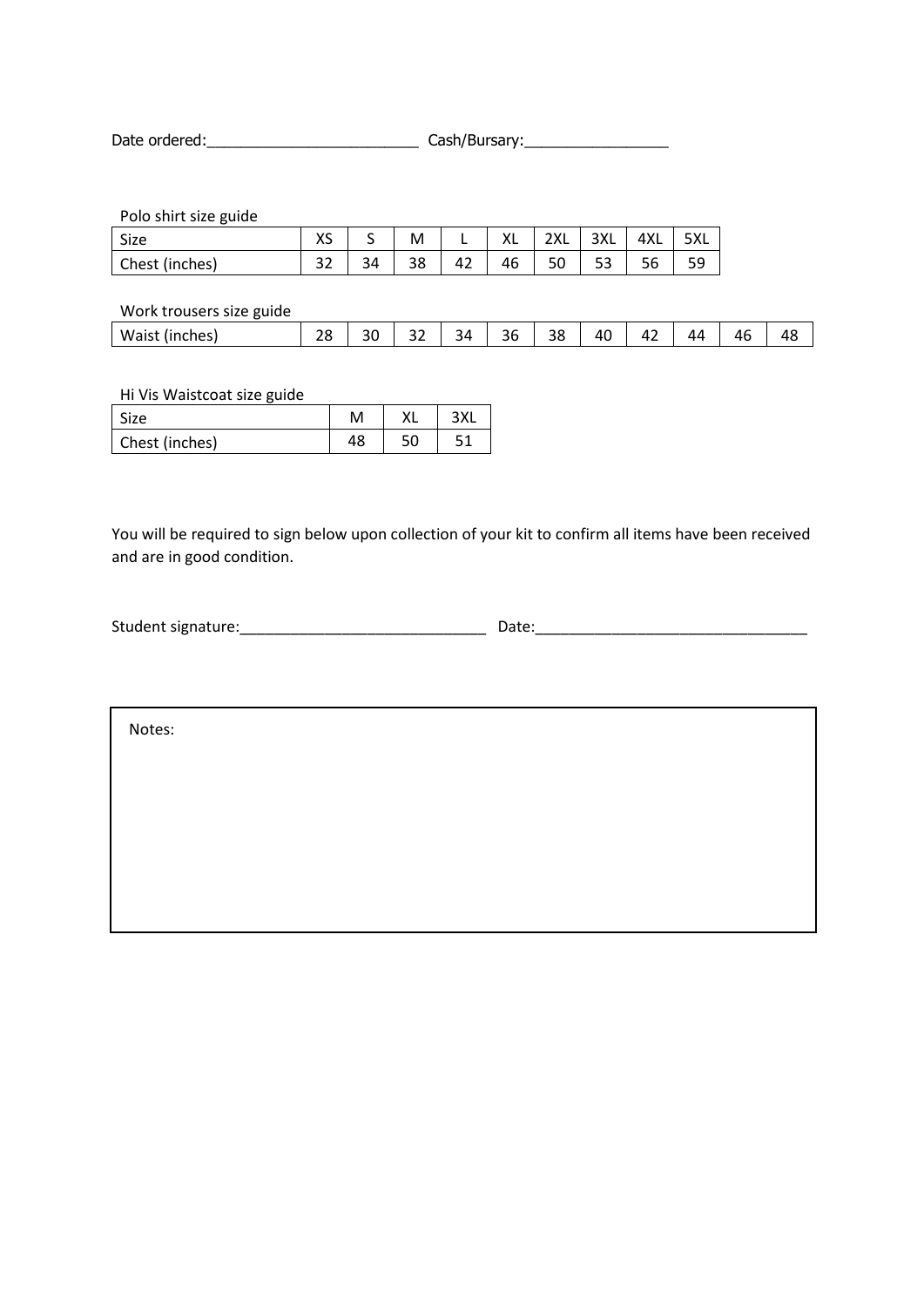Date ordered:\_\_\_\_\_\_\_\_\_\_\_\_\_\_\_\_\_\_\_\_\_\_\_\_\_\_ Cash/Bursary:\_\_\_\_\_\_\_\_\_\_\_\_\_\_\_\_\_\_

Polo shirt size guide

| Size | XS | S | M | L | XL | 2XL | 3XL | 4XL | 5XL |
|---|---|---|---|---|---|---|---|---|---|
| Chest (inches) | 32 | 34 | 38 | 42 | 46 | 50 | 53 | 56 | 59 |

Work trousers size guide

| | | | | | | | | | | | |
|---|---|---|---|---|---|---|---|---|---|---|---|
| Waist (inches) | 28 | 30 | 32 | 34 | 36 | 38 | 40 | 42 | 44 | 46 | 48 |

Hi Vis Waistcoat size guide

| Size | M | XL | 3XL |
|---|---|---|---|
| Chest (inches) | 48 | 50 | 51 |

You will be required to sign below upon collection of your kit to confirm all items have been received and are in good condition.

Student signature:\_\_\_\_\_\_\_\_\_\_\_\_\_\_\_\_\_\_\_\_\_\_\_\_\_\_\_\_\_\_ Date:\_\_\_\_\_\_\_\_\_\_\_\_\_\_\_\_\_\_\_\_\_\_\_\_\_\_\_\_\_\_\_\_\_\_

Notes: